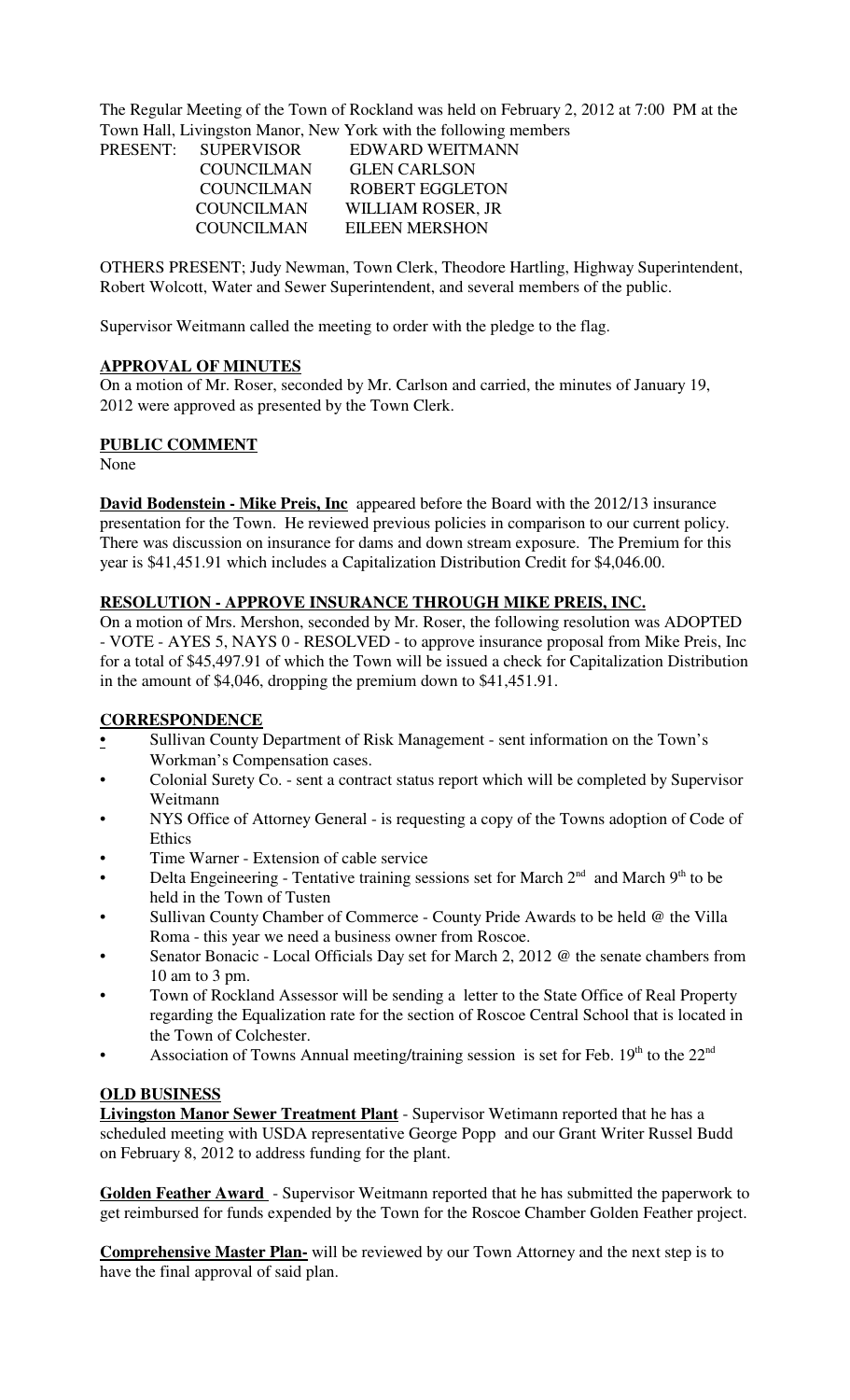The Regular Meeting of the Town of Rockland was held on February 2, 2012 at 7:00 PM at the Town Hall, Livingston Manor, New York with the following members

| PRESENT: | SUPERVISOR | EDWARD WEITMANN |
|---|---|---|
| | COUNCILMAN | GLEN CARLSON |
| | COUNCILMAN | ROBERT EGGLETON |
| | COUNCILMAN | WILLIAM ROSER, JR |
| | COUNCILMAN | EILEEN MERSHON |

OTHERS PRESENT; Judy Newman, Town Clerk, Theodore Hartling, Highway Superintendent, Robert Wolcott, Water and Sewer Superintendent, and several members of the public.

Supervisor Weitmann called the meeting to order with the pledge to the flag.

**APPROVAL OF MINUTES**

On a motion of Mr. Roser, seconded by Mr. Carlson and carried, the minutes of January 19, 2012 were approved as presented by the Town Clerk.

**PUBLIC COMMENT**

None

**David Bodenstein - Mike Preis, Inc** appeared before the Board with the 2012/13 insurance presentation for the Town. He reviewed previous policies in comparison to our current policy. There was discussion on insurance for dams and down stream exposure. The Premium for this year is $41,451.91 which includes a Capitalization Distribution Credit for $4,046.00.

**RESOLUTION - APPROVE INSURANCE THROUGH MIKE PREIS, INC.**

On a motion of Mrs. Mershon, seconded by Mr. Roser, the following resolution was ADOPTED - VOTE - AYES 5, NAYS 0 - RESOLVED - to approve insurance proposal from Mike Preis, Inc for a total of $45,497.91 of which the Town will be issued a check for Capitalization Distribution in the amount of $4,046, dropping the premium down to $41,451.91.

**CORRESPONDENCE**

- Sullivan County Department of Risk Management - sent information on the Town's Workman's Compensation cases.
- Colonial Surety Co. - sent a contract status report which will be completed by Supervisor Weitmann
- NYS Office of Attorney General - is requesting a copy of the Towns adoption of Code of Ethics
- Time Warner - Extension of cable service
- Delta Engeineering - Tentative training sessions set for March 2nd and March 9th to be held in the Town of Tusten
- Sullivan County Chamber of Commerce - County Pride Awards to be held @ the Villa Roma - this year we need a business owner from Roscoe.
- Senator Bonacic - Local Officials Day set for March 2, 2012 @ the senate chambers from 10 am to 3 pm.
- Town of Rockland Assessor will be sending a letter to the State Office of Real Property regarding the Equalization rate for the section of Roscoe Central School that is located in the Town of Colchester.
- Association of Towns Annual meeting/training session is set for Feb. 19th to the 22nd

**OLD BUSINESS**

**Livingston Manor Sewer Treatment Plant** - Supervisor Wetimann reported that he has a scheduled meeting with USDA representative George Popp and our Grant Writer Russel Budd on February 8, 2012 to address funding for the plant.

**Golden Feather Award** - Supervisor Weitmann reported that he has submitted the paperwork to get reimbursed for funds expended by the Town for the Roscoe Chamber Golden Feather project.

**Comprehensive Master Plan-** will be reviewed by our Town Attorney and the next step is to have the final approval of said plan.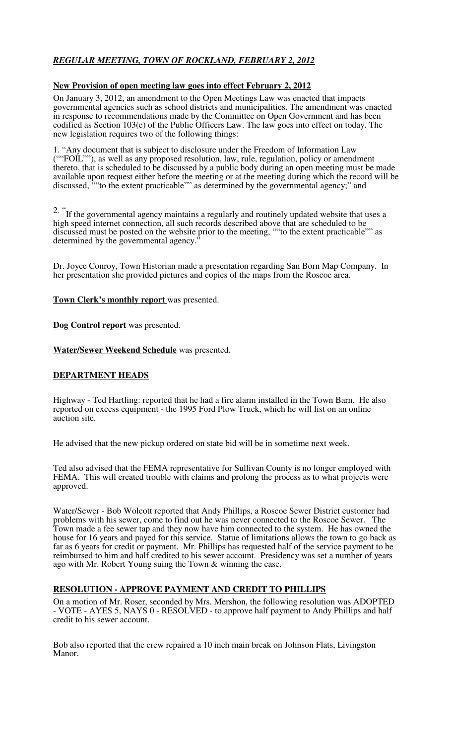## ***REGULAR MEETING, TOWN OF ROCKLAND, FEBRUARY 2, 2012***

**New Provision of open meeting law goes into effect February 2, 2012**

On January 3, 2012, an amendment to the Open Meetings Law was enacted that impacts governmental agencies such as school districts and municipalities. The amendment was enacted in response to recommendations made by the Committee on Open Government and has been codified as Section 103(e) of the Public Officers Law. The law goes into effect on today. The new legislation requires two of the following things:

1. "Any document that is subject to disclosure under the Freedom of Information Law (""FOIL""), as well as any proposed resolution, law, rule, regulation, policy or amendment thereto, that is scheduled to be discussed by a public body during an open meeting must be made available upon request either before the meeting or at the meeting during which the record will be discussed, ""to the extent practicable"" as determined by the governmental agency;" and

2. "If the governmental agency maintains a regularly and routinely updated website that uses a high speed internet connection, all such records described above that are scheduled to be discussed must be posted on the website prior to the meeting, ""to the extent practicable"" as determined by the governmental agency."

Dr. Joyce Conroy, Town Historian made a presentation regarding San Born Map Company. In her presentation she provided pictures and copies of the maps from the Roscoe area.

**Town Clerk's monthly report** was presented.

**Dog Control report** was presented.

**Water/Sewer Weekend Schedule** was presented.

## **DEPARTMENT HEADS**

Highway - Ted Hartling: reported that he had a fire alarm installed in the Town Barn. He also reported on excess equipment - the 1995 Ford Plow Truck, which he will list on an online auction site.

He advised that the new pickup ordered on state bid will be in sometime next week.

Ted also advised that the FEMA representative for Sullivan County is no longer employed with FEMA. This will created trouble with claims and prolong the process as to what projects were approved.

Water/Sewer - Bob Wolcott reported that Andy Phillips, a Roscoe Sewer District customer had problems with his sewer, come to find out he was never connected to the Roscoe Sewer. The Town made a fee sewer tap and they now have him connected to the system. He has owned the house for 16 years and payed for this service. Statue of limitations allows the town to go back as far as 6 years for credit or payment. Mr. Phillips has requested half of the service payment to be reimbursed to him and half credited to his sewer account. Presidency was set a number of years ago with Mr. Robert Young suing the Town & winning the case.

## **RESOLUTION - APPROVE PAYMENT AND CREDIT TO PHILLIPS**

On a motion of Mr. Roser, seconded by Mrs. Mershon, the following resolution was ADOPTED - VOTE - AYES 5, NAYS 0 - RESOLVED - to approve half payment to Andy Phillips and half credit to his sewer account.

Bob also reported that the crew repaired a 10 inch main break on Johnson Flats, Livingston Manor.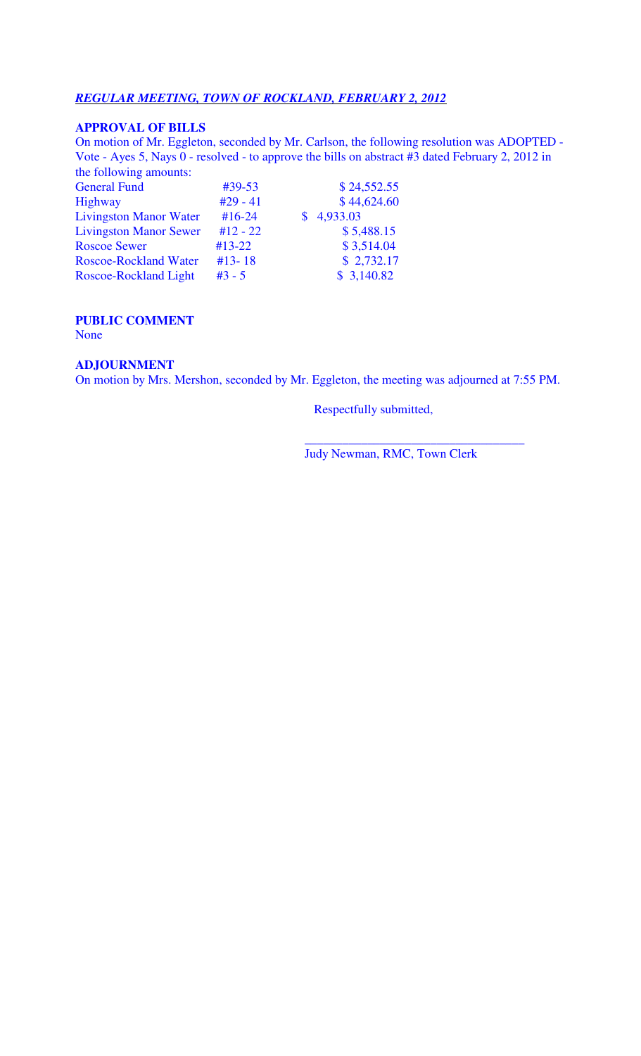***REGULAR MEETING, TOWN OF ROCKLAND, FEBRUARY 2, 2012***

**APPROVAL OF BILLS**

On motion of Mr. Eggleton, seconded by Mr. Carlson, the following resolution was ADOPTED - Vote - Ayes 5, Nays 0 - resolved - to approve the bills on abstract #3 dated February 2, 2012 in the following amounts:

| | | |
|---|---|---|
| General Fund | #39-53 | $ 24,552.55 |
| Highway | #29 - 41 | $ 44,624.60 |
| Livingston Manor Water | #16-24 | $ 4,933.03 |
| Livingston Manor Sewer | #12 - 22 | $ 5,488.15 |
| Roscoe Sewer | #13-22 | $ 3,514.04 |
| Roscoe-Rockland Water | #13- 18 | $ 2,732.17 |
| Roscoe-Rockland Light | #3 - 5 | $ 3,140.82 |

**PUBLIC COMMENT**

None

**ADJOURNMENT**

On motion by Mrs. Mershon, seconded by Mr. Eggleton, the meeting was adjourned at 7:55 PM.

Respectfully submitted,

\_\_\_\_\_\_\_\_\_\_\_\_\_\_\_\_\_\_\_\_\_\_\_\_\_\_\_\_\_\_\_\_\_\_

Judy Newman, RMC, Town Clerk